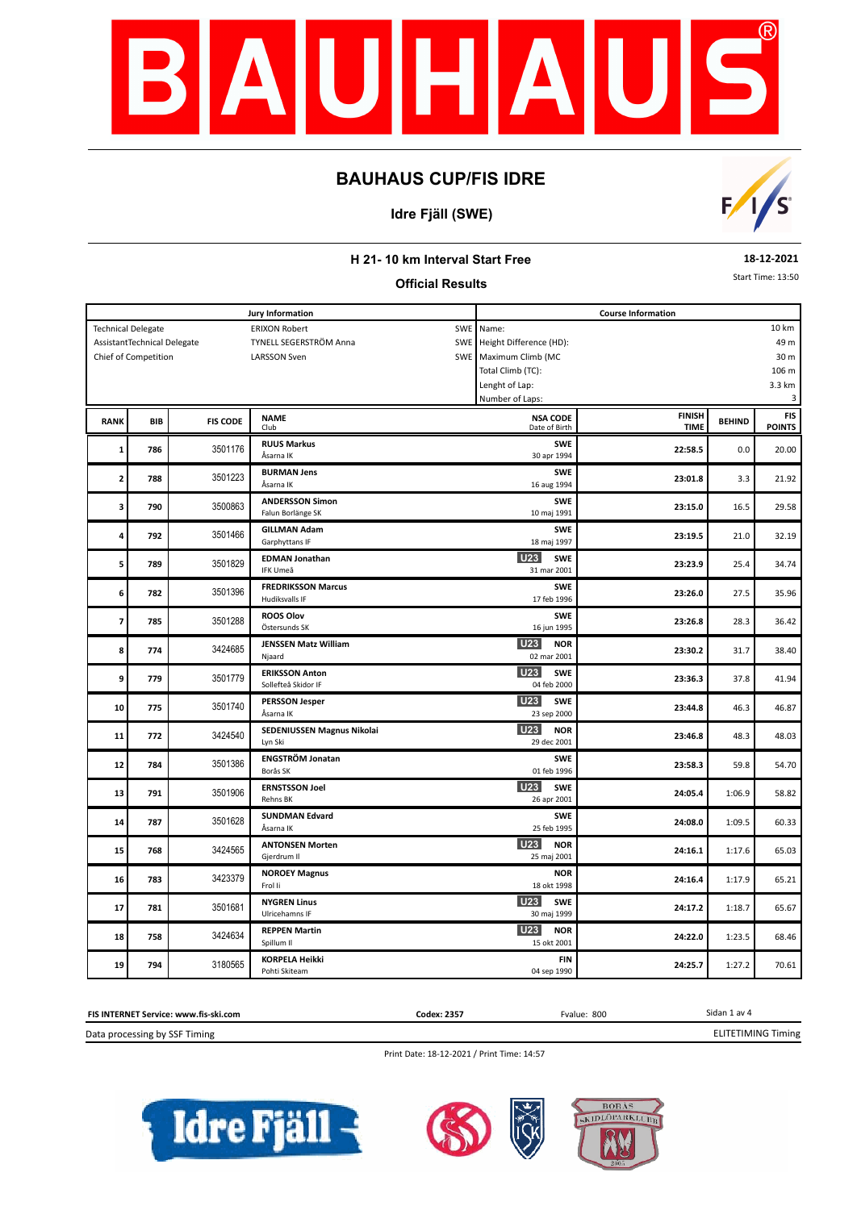# BAUHAUS CUP/FIS IDRE

## Idre Fjäll (SWE)

### H 21- 10 km Interval Start Free

**18-12-2021**

Start Time: 13:50

### Official Results

| Jury Information | | | Course Information | |
|---|---|---|---|---|
| Technical Delegate | ERIXON Robert | SWE | Name: | 10 km |
| AssistantTechnical Delegate | TYNELL SEGERSTRÖM Anna | SWE | Height Difference (HD): | 49 m |
| Chief of Competition | LARSSON Sven | SWE | Maximum Climb (MC | 30 m |
| | | | Total Climb (TC): | 106 m |
| | | | Lenght of Lap: | 3.3 km |
| | | | Number of Laps: | 3 |

| RANK | BIB | FIS CODE | NAME / Club | NSA CODE / Date of Birth | FINISH TIME | BEHIND | FIS POINTS |
|---|---|---|---|---|---|---|---|
| 1 | 786 | 3501176 | **RUUS Markus** Åsarna IK | **SWE** 30 apr 1994 | **22:58.5** | 0.0 | 20.00 |
| 2 | 788 | 3501223 | **BURMAN Jens** Åsarna IK | **SWE** 16 aug 1994 | **23:01.8** | 3.3 | 21.92 |
| 3 | 790 | 3500863 | **ANDERSSON Simon** Falun Borlänge SK | **SWE** 10 maj 1991 | **23:15.0** | 16.5 | 29.58 |
| 4 | 792 | 3501466 | **GILLMAN Adam** Garphyttans IF | **SWE** 18 maj 1997 | **23:19.5** | 21.0 | 32.19 |
| 5 | 789 | 3501829 | **EDMAN Jonathan** IFK Umeå | U23 **SWE** 31 mar 2001 | **23:23.9** | 25.4 | 34.74 |
| 6 | 782 | 3501396 | **FREDRIKSSON Marcus** Hudiksvalls IF | **SWE** 17 feb 1996 | **23:26.0** | 27.5 | 35.96 |
| 7 | 785 | 3501288 | **ROOS Olov** Östersunds SK | **SWE** 16 jun 1995 | **23:26.8** | 28.3 | 36.42 |
| 8 | 774 | 3424685 | **JENSSEN Matz William** Njaard | U23 **NOR** 02 mar 2001 | **23:30.2** | 31.7 | 38.40 |
| 9 | 779 | 3501779 | **ERIKSSON Anton** Sollefteå Skidor IF | U23 **SWE** 04 feb 2000 | **23:36.3** | 37.8 | 41.94 |
| 10 | 775 | 3501740 | **PERSSON Jesper** Åsarna IK | U23 **SWE** 23 sep 2000 | **23:44.8** | 46.3 | 46.87 |
| 11 | 772 | 3424540 | **SEDENIUSSEN Magnus Nikolai** Lyn Ski | U23 **NOR** 29 dec 2001 | **23:46.8** | 48.3 | 48.03 |
| 12 | 784 | 3501386 | **ENGSTRÖM Jonatan** Borås SK | **SWE** 01 feb 1996 | **23:58.3** | 59.8 | 54.70 |
| 13 | 791 | 3501906 | **ERNSTSSON Joel** Rehns BK | U23 **SWE** 26 apr 2001 | **24:05.4** | 1:06.9 | 58.82 |
| 14 | 787 | 3501628 | **SUNDMAN Edvard** Åsarna IK | **SWE** 25 feb 1995 | **24:08.0** | 1:09.5 | 60.33 |
| 15 | 768 | 3424565 | **ANTONSEN Morten** Gjerdrum Il | U23 **NOR** 25 maj 2001 | **24:16.1** | 1:17.6 | 65.03 |
| 16 | 783 | 3423379 | **NOROEY Magnus** Frol Ii | **NOR** 18 okt 1998 | **24:16.4** | 1:17.9 | 65.21 |
| 17 | 781 | 3501681 | **NYGREN Linus** Ulricehamns IF | U23 **SWE** 30 maj 1999 | **24:17.2** | 1:18.7 | 65.67 |
| 18 | 758 | 3424634 | **REPPEN Martin** Spillum Il | U23 **NOR** 15 okt 2001 | **24:22.0** | 1:23.5 | 68.46 |
| 19 | 794 | 3180565 | **KORPELA Heikki** Pohti Skiteam | **FIN** 04 sep 1990 | **24:25.7** | 1:27.2 | 70.61 |

**FIS INTERNET Service: www.fis-ski.com** | **Codex: 2357** | Fvalue: 800

Data processing by SSF Timing | ELITETIMING Timing

Print Date: 18-12-2021 / Print Time: 14:57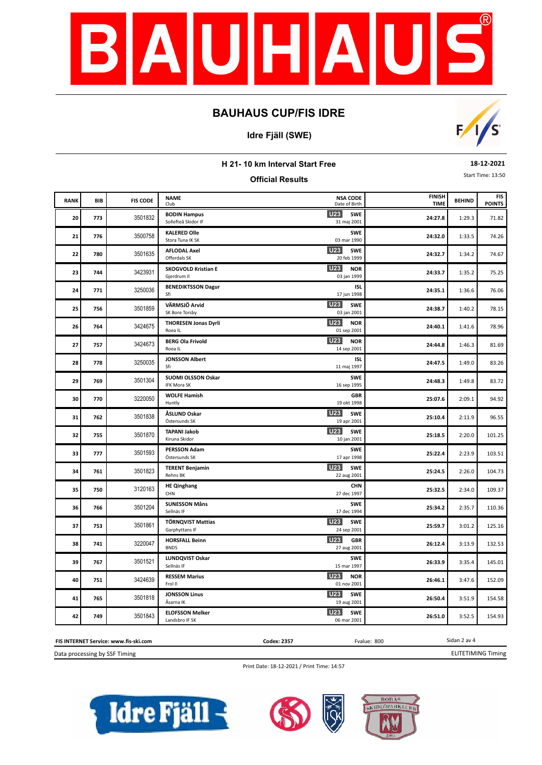## BAUHAUS CUP/FIS IDRE

**Idre Fjäll (SWE)**

**H 21- 10 km Interval Start Free**

**Official Results**

**18-12-2021**

Start Time: 13:50

| RANK | BIB | FIS CODE | NAME<br>Club | | NSA CODE<br>Date of Birth | FINISH TIME | BEHIND | FIS POINTS |
|---|---|---|---|---|---|---|---|---|
| 20 | 773 | 3501832 | **BODIN Hampus**<br>Sollefteå Skidor IF | U23 | **SWE**<br>31 maj 2001 | **24:27.8** | 1:29.3 | 71.82 |
| 21 | 776 | 3500758 | **KALERED Olle**<br>Stora Tuna IK SK | | **SWE**<br>03 mar 1990 | **24:32.0** | 1:33.5 | 74.26 |
| 22 | 780 | 3501635 | **AFLODAL Axel**<br>Offerdals SK | U23 | **SWE**<br>20 feb 1999 | **24:32.7** | 1:34.2 | 74.67 |
| 23 | 744 | 3423931 | **SKOGVOLD Kristian E**<br>Gjerdrum Il | U23 | **NOR**<br>03 jan 1999 | **24:33.7** | 1:35.2 | 75.25 |
| 24 | 771 | 3250036 | **BENEDIKTSSON Dagur**<br>Sfi | | **ISL**<br>17 jun 1998 | **24:35.1** | 1:36.6 | 76.06 |
| 25 | 756 | 3501859 | **VÄRMSJÖ Arvid**<br>SK Bore Torsby | U23 | **SWE**<br>03 jan 2001 | **24:38.7** | 1:40.2 | 78.15 |
| 26 | 764 | 3424675 | **THORESEN Jonas Dyrli**<br>Roea IL | U23 | **NOR**<br>01 sep 2001 | **24:40.1** | 1:41.6 | 78.96 |
| 27 | 757 | 3424673 | **BERG Ola Frivold**<br>Roea IL | U23 | **NOR**<br>14 sep 2001 | **24:44.8** | 1:46.3 | 81.69 |
| 28 | 778 | 3250035 | **JONSSON Albert**<br>Sfi | | **ISL**<br>11 maj 1997 | **24:47.5** | 1:49.0 | 83.26 |
| 29 | 769 | 3501304 | **SUOMI OLSSON Oskar**<br>IFK Mora SK | | **SWE**<br>16 sep 1995 | **24:48.3** | 1:49.8 | 83.72 |
| 30 | 770 | 3220050 | **WOLFE Hamish**<br>Huntly | | **GBR**<br>19 okt 1998 | **25:07.6** | 2:09.1 | 94.92 |
| 31 | 762 | 3501838 | **ÅSLUND Oskar**<br>Östersunds SK | U23 | **SWE**<br>19 apr 2001 | **25:10.4** | 2:11.9 | 96.55 |
| 32 | 755 | 3501870 | **TAPANI Jakob**<br>Kiruna Skidor | U23 | **SWE**<br>10 jan 2001 | **25:18.5** | 2:20.0 | 101.25 |
| 33 | 777 | 3501593 | **PERSSON Adam**<br>Östersunds SK | | **SWE**<br>17 apr 1998 | **25:22.4** | 2:23.9 | 103.51 |
| 34 | 761 | 3501823 | **TERENT Benjamin**<br>Rehns BK | U23 | **SWE**<br>22 aug 2001 | **25:24.5** | 2:26.0 | 104.73 |
| 35 | 750 | 3120163 | **HE Qinghang**<br>CHN | | **CHN**<br>27 dec 1997 | **25:32.5** | 2:34.0 | 109.37 |
| 36 | 766 | 3501204 | **SUNESSON Måns**<br>Sellnäs IF | | **SWE**<br>17 dec 1994 | **25:34.2** | 2:35.7 | 110.36 |
| 37 | 753 | 3501861 | **TÖRNQVIST Mattias**<br>Garphyttans IF | U23 | **SWE**<br>24 sep 2001 | **25:59.7** | 3:01.2 | 125.16 |
| 38 | 741 | 3220047 | **HORSFALL Beinn**<br>BNDS | U23 | **GBR**<br>27 aug 2001 | **26:12.4** | 3:13.9 | 132.53 |
| 39 | 767 | 3501521 | **LUNDQVIST Oskar**<br>Sellnäs IF | | **SWE**<br>15 mar 1997 | **26:33.9** | 3:35.4 | 145.01 |
| 40 | 751 | 3424639 | **RESSEM Marius**<br>Frol Il | U23 | **NOR**<br>01 nov 2001 | **26:46.1** | 3:47.6 | 152.09 |
| 41 | 765 | 3501818 | **JONSSON Linus**<br>Åsarna IK | U23 | **SWE**<br>19 aug 2001 | **26:50.4** | 3:51.9 | 154.58 |
| 42 | 749 | 3501843 | **ELOFSSON Melker**<br>Landsbro IF SK | U23 | **SWE**<br>06 mar 2001 | **26:51.0** | 3:52.5 | 154.93 |

**FIS INTERNET Service: www.fis-ski.com** **Codex: 2357** Fvalue: 800

Data processing by SSF Timing ELITETIMING Timing

Print Date: 18-12-2021 / Print Time: 14:57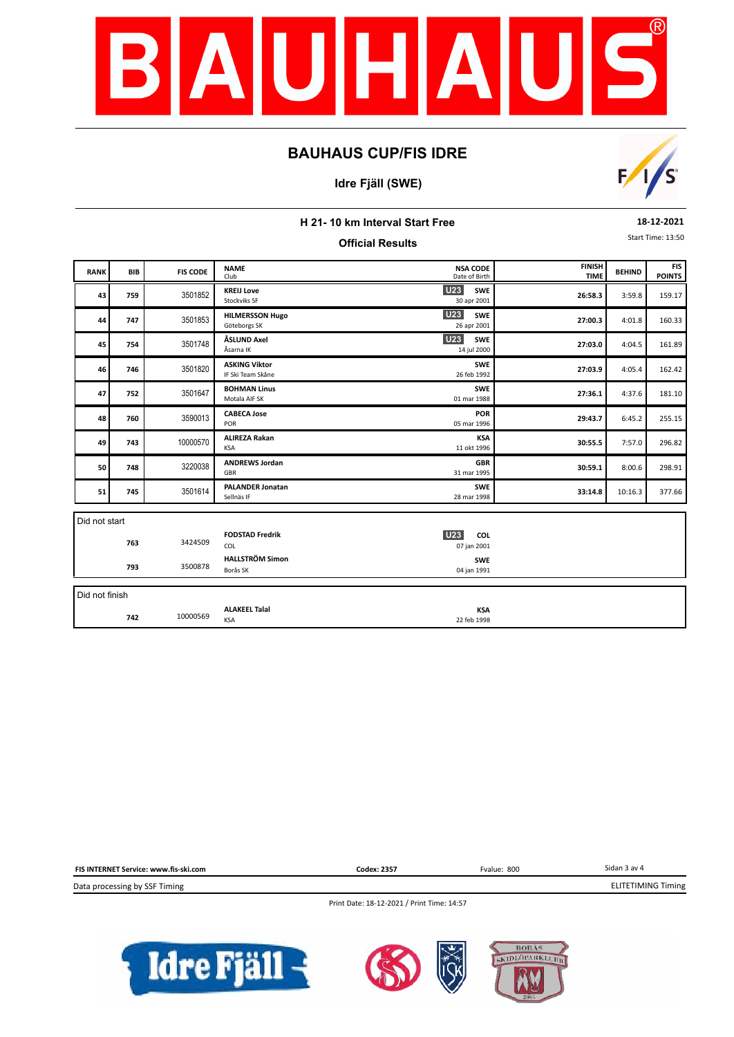# BAUHAUS CUP/FIS IDRE

## Idre Fjäll (SWE)

### H 21- 10 km Interval Start Free

**18-12-2021**

Start Time: 13:50

### Official Results

| RANK | BIB | FIS CODE | NAME / Club | NSA CODE / Date of Birth | FINISH TIME | BEHIND | FIS POINTS |
|---|---|---|---|---|---|---|---|
| 43 | 759 | 3501852 | **KREIJ Love** Stockviks SF | U23 **SWE** 30 apr 2001 | **26:58.3** | 3:59.8 | 159.17 |
| 44 | 747 | 3501853 | **HILMERSSON Hugo** Göteborgs SK | U23 **SWE** 26 apr 2001 | **27:00.3** | 4:01.8 | 160.33 |
| 45 | 754 | 3501748 | **ÅSLUND Axel** Åsarna IK | U23 **SWE** 14 jul 2000 | **27:03.0** | 4:04.5 | 161.89 |
| 46 | 746 | 3501820 | **ASKING Viktor** IF Ski Team Skåne | **SWE** 26 feb 1992 | **27:03.9** | 4:05.4 | 162.42 |
| 47 | 752 | 3501647 | **BOHMAN Linus** Motala AIF SK | **SWE** 01 mar 1988 | **27:36.1** | 4:37.6 | 181.10 |
| 48 | 760 | 3590013 | **CABECA Jose** POR | **POR** 05 mar 1996 | **29:43.7** | 6:45.2 | 255.15 |
| 49 | 743 | 10000570 | **ALIREZA Rakan** KSA | **KSA** 11 okt 1996 | **30:55.5** | 7:57.0 | 296.82 |
| 50 | 748 | 3220038 | **ANDREWS Jordan** GBR | **GBR** 31 mar 1995 | **30:59.1** | 8:00.6 | 298.91 |
| 51 | 745 | 3501614 | **PALANDER Jonatan** Sellnäs IF | **SWE** 28 mar 1998 | **33:14.8** | 10:16.3 | 377.66 |

**Did not start**

| BIB | FIS CODE | NAME / Club | NSA CODE / Date of Birth |
|---|---|---|---|
| 763 | 3424509 | **FODSTAD Fredrik** COL | U23 **COL** 07 jan 2001 |
| 793 | 3500878 | **HALLSTRÖM Simon** Borås SK | **SWE** 04 jan 1991 |

**Did not finish**

| BIB | FIS CODE | NAME / Club | NSA CODE / Date of Birth |
|---|---|---|---|
| 742 | 10000569 | **ALAKEEL Talal** KSA | **KSA** 22 feb 1998 |

**FIS INTERNET Service: www.fis-ski.com** | **Codex: 2357** | Fvalue: 800

Data processing by SSF Timing | ELITETIMING Timing

Print Date: 18-12-2021 / Print Time: 14:57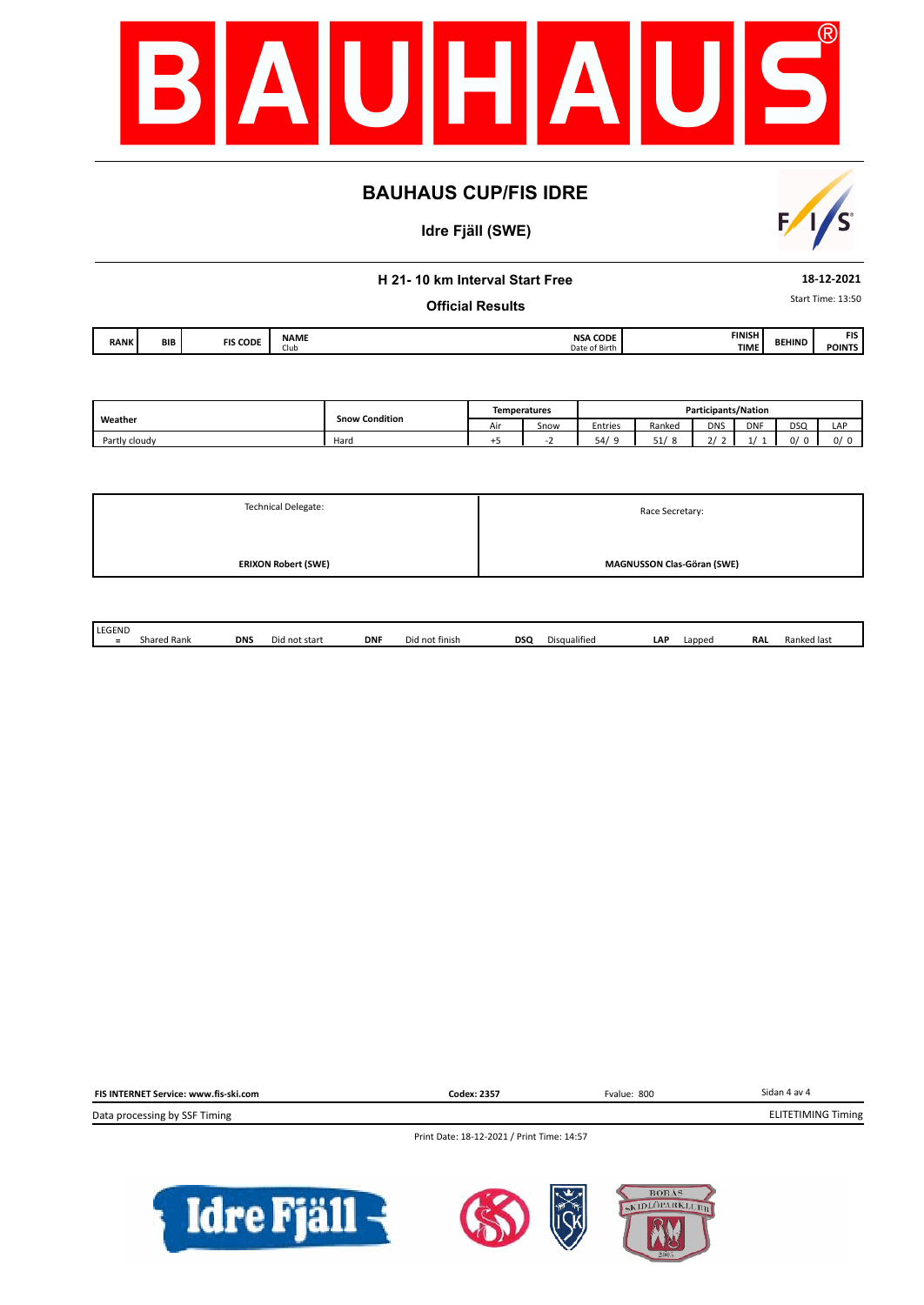# BAUHAUS CUP/FIS IDRE

**Idre Fjäll (SWE)**

**H 21- 10 km Interval Start Free**

**Official Results**

**18-12-2021**

Start Time: 13:50

| RANK | BIB | FIS CODE | NAME<br>Club | NSA CODE<br>Date of Birth | FINISH TIME | BEHIND | FIS POINTS |
|---|---|---|---|---|---|---|---|

| Weather | Snow Condition | Temperatures | | Participants/Nation | | | | | |
|---|---|---|---|---|---|---|---|---|---|
| | | Air | Snow | Entries | Ranked | DNS | DNF | DSQ | LAP |
| Partly cloudy | Hard | +5 | -2 | 54/ 9 | 51/ 8 | 2/ 2 | 1/ 1 | 0/ 0 | 0/ 0 |

| Technical Delegate: | Race Secretary: |
|---|---|
| **ERIXON Robert (SWE)** | **MAGNUSSON Clas-Göran (SWE)** |

LEGEND

| | | | | | | | | | | | |
|---|---|---|---|---|---|---|---|---|---|---|---|
| = | Shared Rank | **DNS** | Did not start | **DNF** | Did not finish | **DSQ** | Disqualified | **LAP** | Lapped | **RAL** | Ranked last |

**FIS INTERNET Service: www.fis-ski.com** **Codex: 2357** Fvalue: 800

Data processing by SSF Timing ELITETIMING Timing

Print Date: 18-12-2021 / Print Time: 14:57